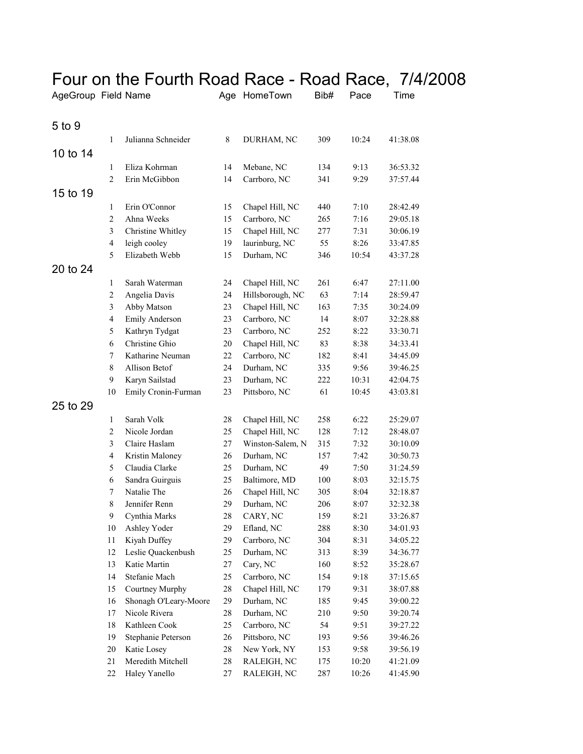# Four on the Fourth Road Race - Road Race, 7/4/2008

| AgeGroup | Field | Name | Age | HomeTown | Bib# | Pace | Time |
|---|---|---|---|---|---|---|---|
| 5 to 9 | | | | | | | |
| | 1 | Julianna Schneider | 8 | DURHAM, NC | 309 | 10:24 | 41:38.08 |
| 10 to 14 | | | | | | | |
| | 1 | Eliza Kohrman | 14 | Mebane, NC | 134 | 9:13 | 36:53.32 |
| | 2 | Erin McGibbon | 14 | Carrboro, NC | 341 | 9:29 | 37:57.44 |
| 15 to 19 | | | | | | | |
| | 1 | Erin O'Connor | 15 | Chapel Hill, NC | 440 | 7:10 | 28:42.49 |
| | 2 | Ahna Weeks | 15 | Carrboro, NC | 265 | 7:16 | 29:05.18 |
| | 3 | Christine Whitley | 15 | Chapel Hill, NC | 277 | 7:31 | 30:06.19 |
| | 4 | leigh cooley | 19 | laurinburg, NC | 55 | 8:26 | 33:47.85 |
| | 5 | Elizabeth Webb | 15 | Durham, NC | 346 | 10:54 | 43:37.28 |
| 20 to 24 | | | | | | | |
| | 1 | Sarah Waterman | 24 | Chapel Hill, NC | 261 | 6:47 | 27:11.00 |
| | 2 | Angelia Davis | 24 | Hillsborough, NC | 63 | 7:14 | 28:59.47 |
| | 3 | Abby Matson | 23 | Chapel Hill, NC | 163 | 7:35 | 30:24.09 |
| | 4 | Emily Anderson | 23 | Carrboro, NC | 14 | 8:07 | 32:28.88 |
| | 5 | Kathryn Tydgat | 23 | Carrboro, NC | 252 | 8:22 | 33:30.71 |
| | 6 | Christine Ghio | 20 | Chapel Hill, NC | 83 | 8:38 | 34:33.41 |
| | 7 | Katharine Neuman | 22 | Carrboro, NC | 182 | 8:41 | 34:45.09 |
| | 8 | Allison Betof | 24 | Durham, NC | 335 | 9:56 | 39:46.25 |
| | 9 | Karyn Sailstad | 23 | Durham, NC | 222 | 10:31 | 42:04.75 |
| | 10 | Emily Cronin-Furman | 23 | Pittsboro, NC | 61 | 10:45 | 43:03.81 |
| 25 to 29 | | | | | | | |
| | 1 | Sarah Volk | 28 | Chapel Hill, NC | 258 | 6:22 | 25:29.07 |
| | 2 | Nicole Jordan | 25 | Chapel Hill, NC | 128 | 7:12 | 28:48.07 |
| | 3 | Claire Haslam | 27 | Winston-Salem, N | 315 | 7:32 | 30:10.09 |
| | 4 | Kristin Maloney | 26 | Durham, NC | 157 | 7:42 | 30:50.73 |
| | 5 | Claudia Clarke | 25 | Durham, NC | 49 | 7:50 | 31:24.59 |
| | 6 | Sandra Guirguis | 25 | Baltimore, MD | 100 | 8:03 | 32:15.75 |
| | 7 | Natalie The | 26 | Chapel Hill, NC | 305 | 8:04 | 32:18.87 |
| | 8 | Jennifer Renn | 29 | Durham, NC | 206 | 8:07 | 32:32.38 |
| | 9 | Cynthia Marks | 28 | CARY, NC | 159 | 8:21 | 33:26.87 |
| | 10 | Ashley Yoder | 29 | Efland, NC | 288 | 8:30 | 34:01.93 |
| | 11 | Kiyah Duffey | 29 | Carrboro, NC | 304 | 8:31 | 34:05.22 |
| | 12 | Leslie Quackenbush | 25 | Durham, NC | 313 | 8:39 | 34:36.77 |
| | 13 | Katie Martin | 27 | Cary, NC | 160 | 8:52 | 35:28.67 |
| | 14 | Stefanie Mach | 25 | Carrboro, NC | 154 | 9:18 | 37:15.65 |
| | 15 | Courtney Murphy | 28 | Chapel Hill, NC | 179 | 9:31 | 38:07.88 |
| | 16 | Shonagh O'Leary-Moore | 29 | Durham, NC | 185 | 9:45 | 39:00.22 |
| | 17 | Nicole Rivera | 28 | Durham, NC | 210 | 9:50 | 39:20.74 |
| | 18 | Kathleen Cook | 25 | Carrboro, NC | 54 | 9:51 | 39:27.22 |
| | 19 | Stephanie Peterson | 26 | Pittsboro, NC | 193 | 9:56 | 39:46.26 |
| | 20 | Katie Losey | 28 | New York, NY | 153 | 9:58 | 39:56.19 |
| | 21 | Meredith Mitchell | 28 | RALEIGH, NC | 175 | 10:20 | 41:21.09 |
| | 22 | Haley Yanello | 27 | RALEIGH, NC | 287 | 10:26 | 41:45.90 |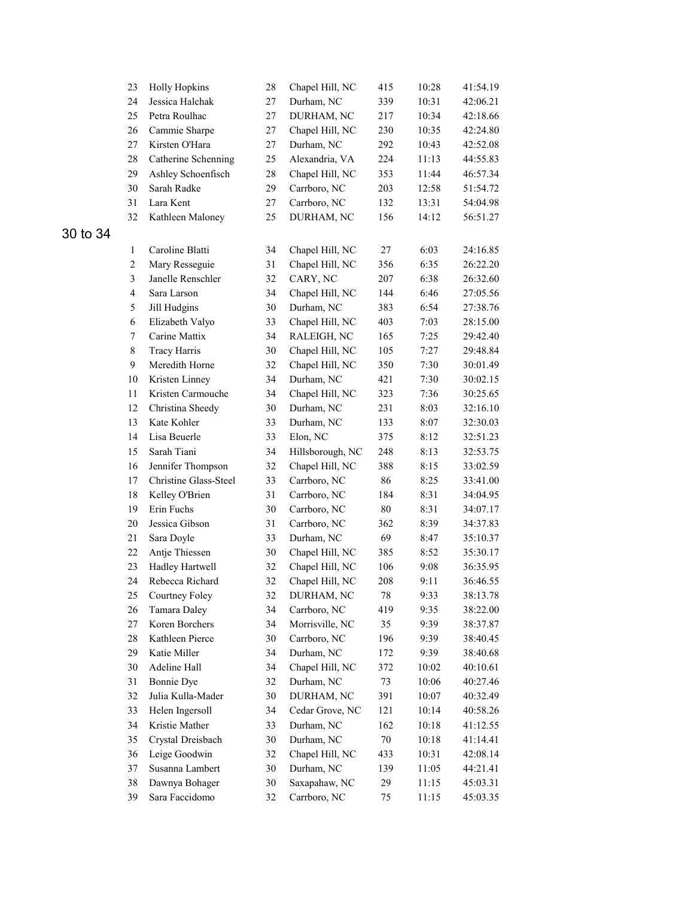| | | | | | |
|---|---|---|---|---|---|
| 23 | Holly Hopkins | 28 | Chapel Hill, NC | 415 | 10:28 | 41:54.19 |
| 24 | Jessica Halchak | 27 | Durham, NC | 339 | 10:31 | 42:06.21 |
| 25 | Petra Roulhac | 27 | DURHAM, NC | 217 | 10:34 | 42:18.66 |
| 26 | Cammie Sharpe | 27 | Chapel Hill, NC | 230 | 10:35 | 42:24.80 |
| 27 | Kirsten O'Hara | 27 | Durham, NC | 292 | 10:43 | 42:52.08 |
| 28 | Catherine Schenning | 25 | Alexandria, VA | 224 | 11:13 | 44:55.83 |
| 29 | Ashley Schoenfisch | 28 | Chapel Hill, NC | 353 | 11:44 | 46:57.34 |
| 30 | Sarah Radke | 29 | Carrboro, NC | 203 | 12:58 | 51:54.72 |
| 31 | Lara Kent | 27 | Carrboro, NC | 132 | 13:31 | 54:04.98 |
| 32 | Kathleen Maloney | 25 | DURHAM, NC | 156 | 14:12 | 56:51.27 |

## 30 to 34

| | | | | | | |
|---|---|---|---|---|---|---|
| 1 | Caroline Blatti | 34 | Chapel Hill, NC | 27 | 6:03 | 24:16.85 |
| 2 | Mary Resseguie | 31 | Chapel Hill, NC | 356 | 6:35 | 26:22.20 |
| 3 | Janelle Renschler | 32 | CARY, NC | 207 | 6:38 | 26:32.60 |
| 4 | Sara Larson | 34 | Chapel Hill, NC | 144 | 6:46 | 27:05.56 |
| 5 | Jill Hudgins | 30 | Durham, NC | 383 | 6:54 | 27:38.76 |
| 6 | Elizabeth Valyo | 33 | Chapel Hill, NC | 403 | 7:03 | 28:15.00 |
| 7 | Carine Mattix | 34 | RALEIGH, NC | 165 | 7:25 | 29:42.40 |
| 8 | Tracy Harris | 30 | Chapel Hill, NC | 105 | 7:27 | 29:48.84 |
| 9 | Meredith Horne | 32 | Chapel Hill, NC | 350 | 7:30 | 30:01.49 |
| 10 | Kristen Linney | 34 | Durham, NC | 421 | 7:30 | 30:02.15 |
| 11 | Kristen Carmouche | 34 | Chapel Hill, NC | 323 | 7:36 | 30:25.65 |
| 12 | Christina Sheedy | 30 | Durham, NC | 231 | 8:03 | 32:16.10 |
| 13 | Kate Kohler | 33 | Durham, NC | 133 | 8:07 | 32:30.03 |
| 14 | Lisa Beuerle | 33 | Elon, NC | 375 | 8:12 | 32:51.23 |
| 15 | Sarah Tiani | 34 | Hillsborough, NC | 248 | 8:13 | 32:53.75 |
| 16 | Jennifer Thompson | 32 | Chapel Hill, NC | 388 | 8:15 | 33:02.59 |
| 17 | Christine Glass-Steel | 33 | Carrboro, NC | 86 | 8:25 | 33:41.00 |
| 18 | Kelley O'Brien | 31 | Carrboro, NC | 184 | 8:31 | 34:04.95 |
| 19 | Erin Fuchs | 30 | Carrboro, NC | 80 | 8:31 | 34:07.17 |
| 20 | Jessica Gibson | 31 | Carrboro, NC | 362 | 8:39 | 34:37.83 |
| 21 | Sara Doyle | 33 | Durham, NC | 69 | 8:47 | 35:10.37 |
| 22 | Antje Thiessen | 30 | Chapel Hill, NC | 385 | 8:52 | 35:30.17 |
| 23 | Hadley Hartwell | 32 | Chapel Hill, NC | 106 | 9:08 | 36:35.95 |
| 24 | Rebecca Richard | 32 | Chapel Hill, NC | 208 | 9:11 | 36:46.55 |
| 25 | Courtney Foley | 32 | DURHAM, NC | 78 | 9:33 | 38:13.78 |
| 26 | Tamara Daley | 34 | Carrboro, NC | 419 | 9:35 | 38:22.00 |
| 27 | Koren Borchers | 34 | Morrisville, NC | 35 | 9:39 | 38:37.87 |
| 28 | Kathleen Pierce | 30 | Carrboro, NC | 196 | 9:39 | 38:40.45 |
| 29 | Katie Miller | 34 | Durham, NC | 172 | 9:39 | 38:40.68 |
| 30 | Adeline Hall | 34 | Chapel Hill, NC | 372 | 10:02 | 40:10.61 |
| 31 | Bonnie Dye | 32 | Durham, NC | 73 | 10:06 | 40:27.46 |
| 32 | Julia Kulla-Mader | 30 | DURHAM, NC | 391 | 10:07 | 40:32.49 |
| 33 | Helen Ingersoll | 34 | Cedar Grove, NC | 121 | 10:14 | 40:58.26 |
| 34 | Kristie Mather | 33 | Durham, NC | 162 | 10:18 | 41:12.55 |
| 35 | Crystal Dreisbach | 30 | Durham, NC | 70 | 10:18 | 41:14.41 |
| 36 | Leige Goodwin | 32 | Chapel Hill, NC | 433 | 10:31 | 42:08.14 |
| 37 | Susanna Lambert | 30 | Durham, NC | 139 | 11:05 | 44:21.41 |
| 38 | Dawnya Bohager | 30 | Saxapahaw, NC | 29 | 11:15 | 45:03.31 |
| 39 | Sara Faccidomo | 32 | Carrboro, NC | 75 | 11:15 | 45:03.35 |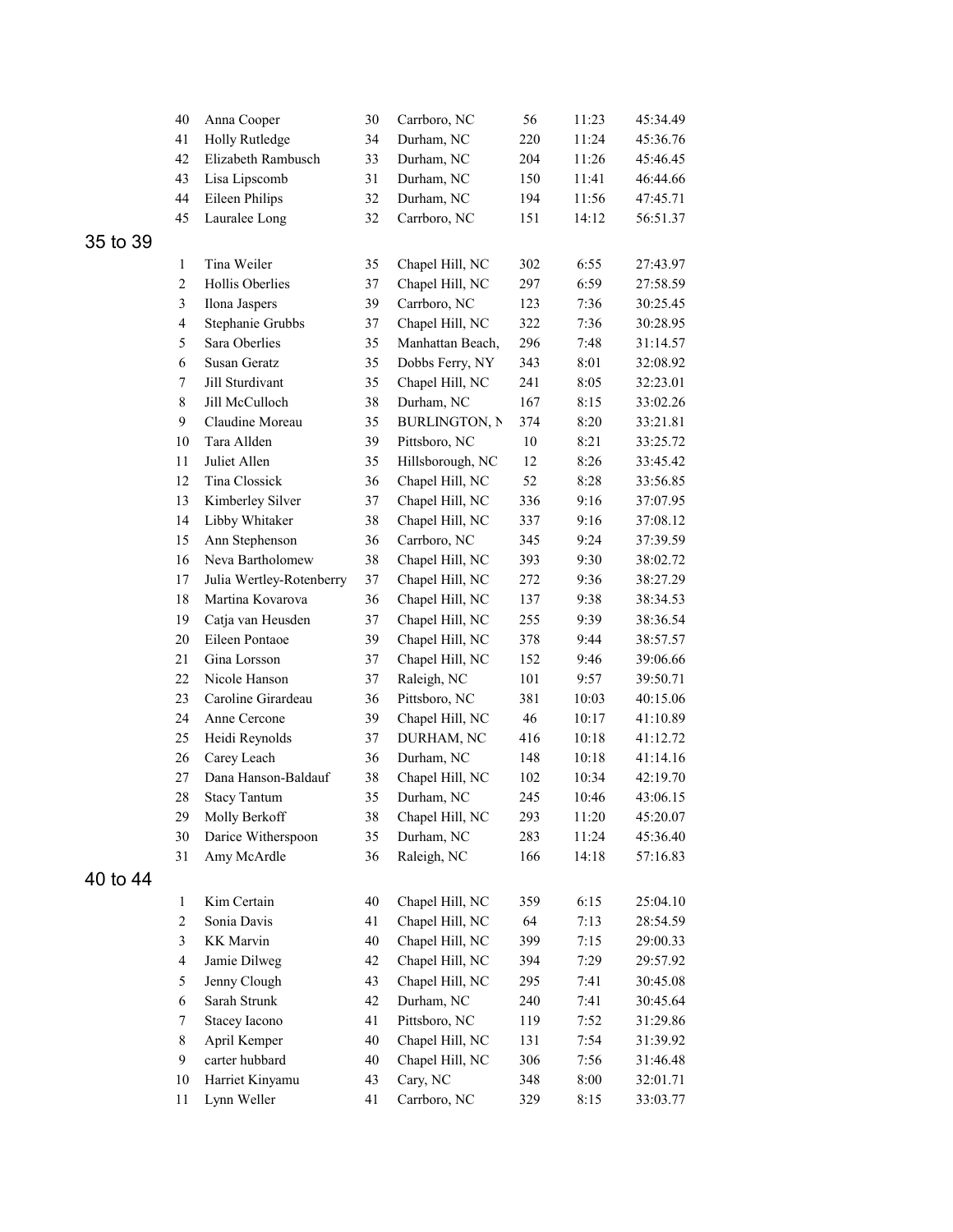| | | | | | | |
|---|---|---|---|---|---|---|
| 40 | Anna Cooper | 30 | Carrboro, NC | 56 | 11:23 | 45:34.49 |
| 41 | Holly Rutledge | 34 | Durham, NC | 220 | 11:24 | 45:36.76 |
| 42 | Elizabeth Rambusch | 33 | Durham, NC | 204 | 11:26 | 45:46.45 |
| 43 | Lisa Lipscomb | 31 | Durham, NC | 150 | 11:41 | 46:44.66 |
| 44 | Eileen Philips | 32 | Durham, NC | 194 | 11:56 | 47:45.71 |
| 45 | Lauralee Long | 32 | Carrboro, NC | 151 | 14:12 | 56:51.37 |

## 35 to 39

| | | | | | | |
|---|---|---|---|---|---|---|
| 1 | Tina Weiler | 35 | Chapel Hill, NC | 302 | 6:55 | 27:43.97 |
| 2 | Hollis Oberlies | 37 | Chapel Hill, NC | 297 | 6:59 | 27:58.59 |
| 3 | Ilona Jaspers | 39 | Carrboro, NC | 123 | 7:36 | 30:25.45 |
| 4 | Stephanie Grubbs | 37 | Chapel Hill, NC | 322 | 7:36 | 30:28.95 |
| 5 | Sara Oberlies | 35 | Manhattan Beach, | 296 | 7:48 | 31:14.57 |
| 6 | Susan Geratz | 35 | Dobbs Ferry, NY | 343 | 8:01 | 32:08.92 |
| 7 | Jill Sturdivant | 35 | Chapel Hill, NC | 241 | 8:05 | 32:23.01 |
| 8 | Jill McCulloch | 38 | Durham, NC | 167 | 8:15 | 33:02.26 |
| 9 | Claudine Moreau | 35 | BURLINGTON, N | 374 | 8:20 | 33:21.81 |
| 10 | Tara Allden | 39 | Pittsboro, NC | 10 | 8:21 | 33:25.72 |
| 11 | Juliet Allen | 35 | Hillsborough, NC | 12 | 8:26 | 33:45.42 |
| 12 | Tina Clossick | 36 | Chapel Hill, NC | 52 | 8:28 | 33:56.85 |
| 13 | Kimberley Silver | 37 | Chapel Hill, NC | 336 | 9:16 | 37:07.95 |
| 14 | Libby Whitaker | 38 | Chapel Hill, NC | 337 | 9:16 | 37:08.12 |
| 15 | Ann Stephenson | 36 | Carrboro, NC | 345 | 9:24 | 37:39.59 |
| 16 | Neva Bartholomew | 38 | Chapel Hill, NC | 393 | 9:30 | 38:02.72 |
| 17 | Julia Wertley-Rotenberry | 37 | Chapel Hill, NC | 272 | 9:36 | 38:27.29 |
| 18 | Martina Kovarova | 36 | Chapel Hill, NC | 137 | 9:38 | 38:34.53 |
| 19 | Catja van Heusden | 37 | Chapel Hill, NC | 255 | 9:39 | 38:36.54 |
| 20 | Eileen Pontaoe | 39 | Chapel Hill, NC | 378 | 9:44 | 38:57.57 |
| 21 | Gina Lorsson | 37 | Chapel Hill, NC | 152 | 9:46 | 39:06.66 |
| 22 | Nicole Hanson | 37 | Raleigh, NC | 101 | 9:57 | 39:50.71 |
| 23 | Caroline Girardeau | 36 | Pittsboro, NC | 381 | 10:03 | 40:15.06 |
| 24 | Anne Cercone | 39 | Chapel Hill, NC | 46 | 10:17 | 41:10.89 |
| 25 | Heidi Reynolds | 37 | DURHAM, NC | 416 | 10:18 | 41:12.72 |
| 26 | Carey Leach | 36 | Durham, NC | 148 | 10:18 | 41:14.16 |
| 27 | Dana Hanson-Baldauf | 38 | Chapel Hill, NC | 102 | 10:34 | 42:19.70 |
| 28 | Stacy Tantum | 35 | Durham, NC | 245 | 10:46 | 43:06.15 |
| 29 | Molly Berkoff | 38 | Chapel Hill, NC | 293 | 11:20 | 45:20.07 |
| 30 | Darice Witherspoon | 35 | Durham, NC | 283 | 11:24 | 45:36.40 |
| 31 | Amy McArdle | 36 | Raleigh, NC | 166 | 14:18 | 57:16.83 |

## 40 to 44

| | | | | | | |
|---|---|---|---|---|---|---|
| 1 | Kim Certain | 40 | Chapel Hill, NC | 359 | 6:15 | 25:04.10 |
| 2 | Sonia Davis | 41 | Chapel Hill, NC | 64 | 7:13 | 28:54.59 |
| 3 | KK Marvin | 40 | Chapel Hill, NC | 399 | 7:15 | 29:00.33 |
| 4 | Jamie Dilweg | 42 | Chapel Hill, NC | 394 | 7:29 | 29:57.92 |
| 5 | Jenny Clough | 43 | Chapel Hill, NC | 295 | 7:41 | 30:45.08 |
| 6 | Sarah Strunk | 42 | Durham, NC | 240 | 7:41 | 30:45.64 |
| 7 | Stacey Iacono | 41 | Pittsboro, NC | 119 | 7:52 | 31:29.86 |
| 8 | April Kemper | 40 | Chapel Hill, NC | 131 | 7:54 | 31:39.92 |
| 9 | carter hubbard | 40 | Chapel Hill, NC | 306 | 7:56 | 31:46.48 |
| 10 | Harriet Kinyamu | 43 | Cary, NC | 348 | 8:00 | 32:01.71 |
| 11 | Lynn Weller | 41 | Carrboro, NC | 329 | 8:15 | 33:03.77 |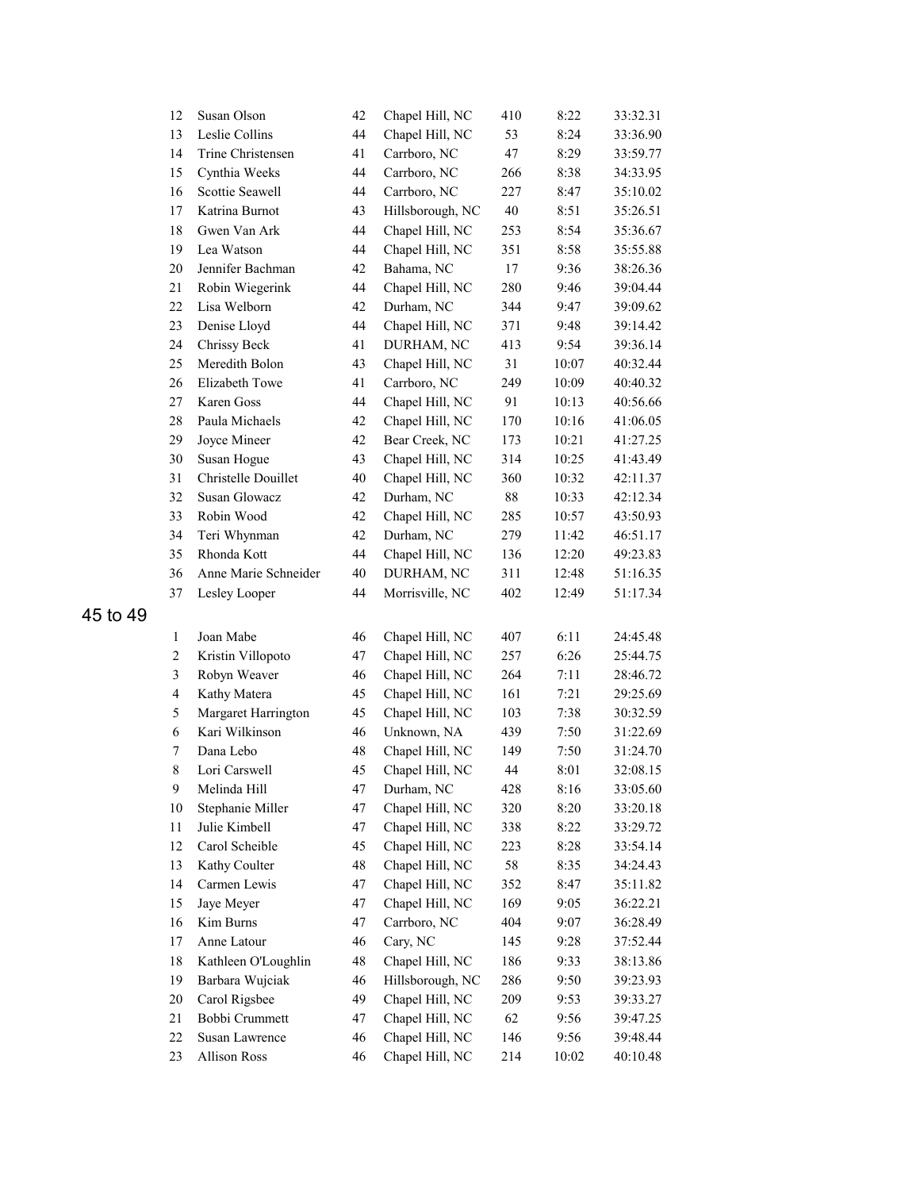| | | | | | | |
|---|---|---|---|---|---|---|
| 12 | Susan Olson | 42 | Chapel Hill, NC | 410 | 8:22 | 33:32.31 |
| 13 | Leslie Collins | 44 | Chapel Hill, NC | 53 | 8:24 | 33:36.90 |
| 14 | Trine Christensen | 41 | Carrboro, NC | 47 | 8:29 | 33:59.77 |
| 15 | Cynthia Weeks | 44 | Carrboro, NC | 266 | 8:38 | 34:33.95 |
| 16 | Scottie Seawell | 44 | Carrboro, NC | 227 | 8:47 | 35:10.02 |
| 17 | Katrina Burnot | 43 | Hillsborough, NC | 40 | 8:51 | 35:26.51 |
| 18 | Gwen Van Ark | 44 | Chapel Hill, NC | 253 | 8:54 | 35:36.67 |
| 19 | Lea Watson | 44 | Chapel Hill, NC | 351 | 8:58 | 35:55.88 |
| 20 | Jennifer Bachman | 42 | Bahama, NC | 17 | 9:36 | 38:26.36 |
| 21 | Robin Wiegerink | 44 | Chapel Hill, NC | 280 | 9:46 | 39:04.44 |
| 22 | Lisa Welborn | 42 | Durham, NC | 344 | 9:47 | 39:09.62 |
| 23 | Denise Lloyd | 44 | Chapel Hill, NC | 371 | 9:48 | 39:14.42 |
| 24 | Chrissy Beck | 41 | DURHAM, NC | 413 | 9:54 | 39:36.14 |
| 25 | Meredith Bolon | 43 | Chapel Hill, NC | 31 | 10:07 | 40:32.44 |
| 26 | Elizabeth Towe | 41 | Carrboro, NC | 249 | 10:09 | 40:40.32 |
| 27 | Karen Goss | 44 | Chapel Hill, NC | 91 | 10:13 | 40:56.66 |
| 28 | Paula Michaels | 42 | Chapel Hill, NC | 170 | 10:16 | 41:06.05 |
| 29 | Joyce Mineer | 42 | Bear Creek, NC | 173 | 10:21 | 41:27.25 |
| 30 | Susan Hogue | 43 | Chapel Hill, NC | 314 | 10:25 | 41:43.49 |
| 31 | Christelle Douillet | 40 | Chapel Hill, NC | 360 | 10:32 | 42:11.37 |
| 32 | Susan Glowacz | 42 | Durham, NC | 88 | 10:33 | 42:12.34 |
| 33 | Robin Wood | 42 | Chapel Hill, NC | 285 | 10:57 | 43:50.93 |
| 34 | Teri Whynman | 42 | Durham, NC | 279 | 11:42 | 46:51.17 |
| 35 | Rhonda Kott | 44 | Chapel Hill, NC | 136 | 12:20 | 49:23.83 |
| 36 | Anne Marie Schneider | 40 | DURHAM, NC | 311 | 12:48 | 51:16.35 |
| 37 | Lesley Looper | 44 | Morrisville, NC | 402 | 12:49 | 51:17.34 |

## 45 to 49

| | | | | | | |
|---|---|---|---|---|---|---|
| 1 | Joan Mabe | 46 | Chapel Hill, NC | 407 | 6:11 | 24:45.48 |
| 2 | Kristin Villopoto | 47 | Chapel Hill, NC | 257 | 6:26 | 25:44.75 |
| 3 | Robyn Weaver | 46 | Chapel Hill, NC | 264 | 7:11 | 28:46.72 |
| 4 | Kathy Matera | 45 | Chapel Hill, NC | 161 | 7:21 | 29:25.69 |
| 5 | Margaret Harrington | 45 | Chapel Hill, NC | 103 | 7:38 | 30:32.59 |
| 6 | Kari Wilkinson | 46 | Unknown, NA | 439 | 7:50 | 31:22.69 |
| 7 | Dana Lebo | 48 | Chapel Hill, NC | 149 | 7:50 | 31:24.70 |
| 8 | Lori Carswell | 45 | Chapel Hill, NC | 44 | 8:01 | 32:08.15 |
| 9 | Melinda Hill | 47 | Durham, NC | 428 | 8:16 | 33:05.60 |
| 10 | Stephanie Miller | 47 | Chapel Hill, NC | 320 | 8:20 | 33:20.18 |
| 11 | Julie Kimbell | 47 | Chapel Hill, NC | 338 | 8:22 | 33:29.72 |
| 12 | Carol Scheible | 45 | Chapel Hill, NC | 223 | 8:28 | 33:54.14 |
| 13 | Kathy Coulter | 48 | Chapel Hill, NC | 58 | 8:35 | 34:24.43 |
| 14 | Carmen Lewis | 47 | Chapel Hill, NC | 352 | 8:47 | 35:11.82 |
| 15 | Jaye Meyer | 47 | Chapel Hill, NC | 169 | 9:05 | 36:22.21 |
| 16 | Kim Burns | 47 | Carrboro, NC | 404 | 9:07 | 36:28.49 |
| 17 | Anne Latour | 46 | Cary, NC | 145 | 9:28 | 37:52.44 |
| 18 | Kathleen O'Loughlin | 48 | Chapel Hill, NC | 186 | 9:33 | 38:13.86 |
| 19 | Barbara Wujciak | 46 | Hillsborough, NC | 286 | 9:50 | 39:23.93 |
| 20 | Carol Rigsbee | 49 | Chapel Hill, NC | 209 | 9:53 | 39:33.27 |
| 21 | Bobbi Crummett | 47 | Chapel Hill, NC | 62 | 9:56 | 39:47.25 |
| 22 | Susan Lawrence | 46 | Chapel Hill, NC | 146 | 9:56 | 39:48.44 |
| 23 | Allison Ross | 46 | Chapel Hill, NC | 214 | 10:02 | 40:10.48 |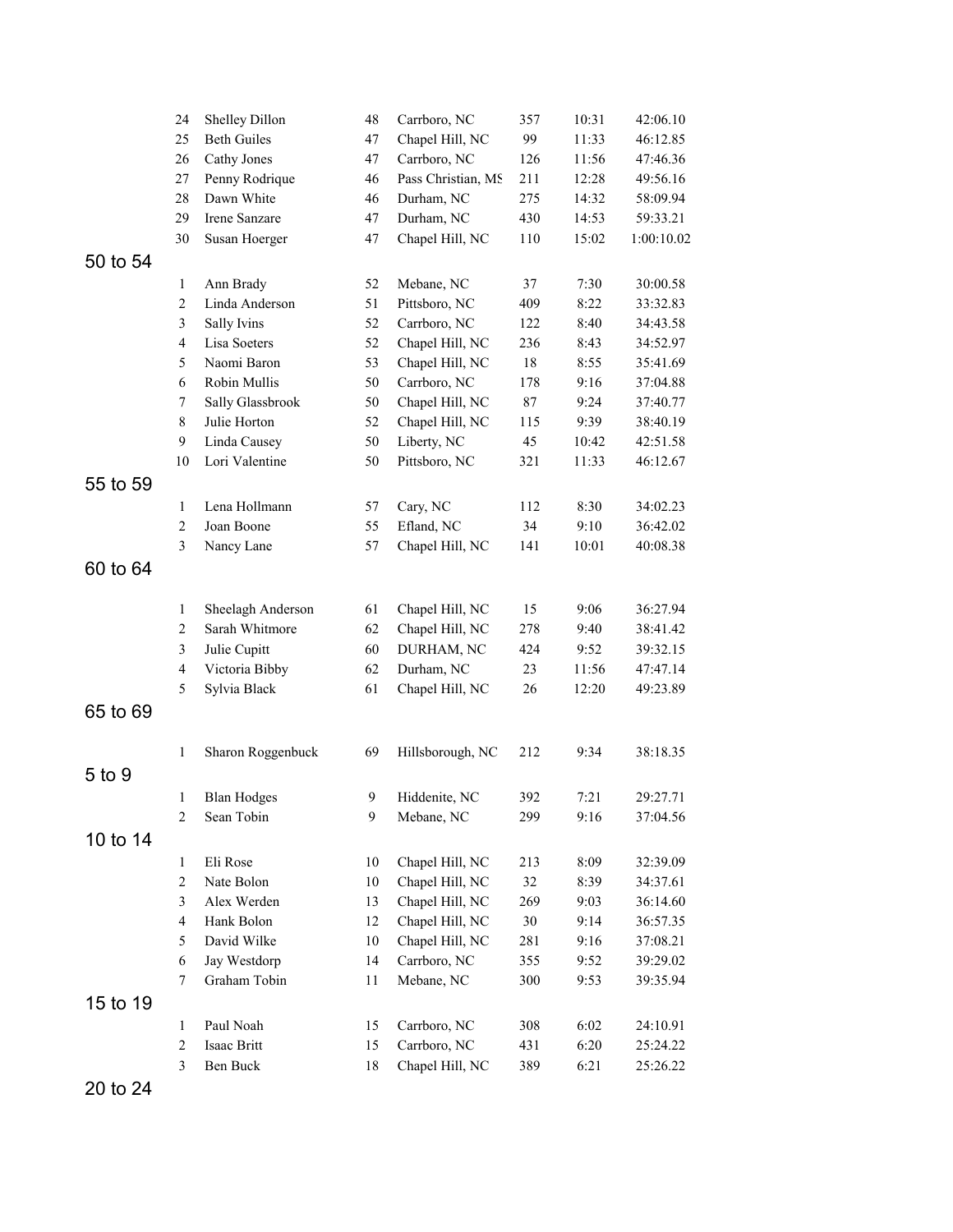| | | | | | | |
|---|---|---|---|---|---|---|
| 24 | Shelley Dillon | 48 | Carrboro, NC | 357 | 10:31 | 42:06.10 |
| 25 | Beth Guiles | 47 | Chapel Hill, NC | 99 | 11:33 | 46:12.85 |
| 26 | Cathy Jones | 47 | Carrboro, NC | 126 | 11:56 | 47:46.36 |
| 27 | Penny Rodrique | 46 | Pass Christian, MS | 211 | 12:28 | 49:56.16 |
| 28 | Dawn White | 46 | Durham, NC | 275 | 14:32 | 58:09.94 |
| 29 | Irene Sanzare | 47 | Durham, NC | 430 | 14:53 | 59:33.21 |
| 30 | Susan Hoerger | 47 | Chapel Hill, NC | 110 | 15:02 | 1:00:10.02 |

## 50 to 54

| | | | | | | |
|---|---|---|---|---|---|---|
| 1 | Ann Brady | 52 | Mebane, NC | 37 | 7:30 | 30:00.58 |
| 2 | Linda Anderson | 51 | Pittsboro, NC | 409 | 8:22 | 33:32.83 |
| 3 | Sally Ivins | 52 | Carrboro, NC | 122 | 8:40 | 34:43.58 |
| 4 | Lisa Soeters | 52 | Chapel Hill, NC | 236 | 8:43 | 34:52.97 |
| 5 | Naomi Baron | 53 | Chapel Hill, NC | 18 | 8:55 | 35:41.69 |
| 6 | Robin Mullis | 50 | Carrboro, NC | 178 | 9:16 | 37:04.88 |
| 7 | Sally Glassbrook | 50 | Chapel Hill, NC | 87 | 9:24 | 37:40.77 |
| 8 | Julie Horton | 52 | Chapel Hill, NC | 115 | 9:39 | 38:40.19 |
| 9 | Linda Causey | 50 | Liberty, NC | 45 | 10:42 | 42:51.58 |
| 10 | Lori Valentine | 50 | Pittsboro, NC | 321 | 11:33 | 46:12.67 |

## 55 to 59

| | | | | | | |
|---|---|---|---|---|---|---|
| 1 | Lena Hollmann | 57 | Cary, NC | 112 | 8:30 | 34:02.23 |
| 2 | Joan Boone | 55 | Efland, NC | 34 | 9:10 | 36:42.02 |
| 3 | Nancy Lane | 57 | Chapel Hill, NC | 141 | 10:01 | 40:08.38 |

## 60 to 64

| | | | | | | |
|---|---|---|---|---|---|---|
| 1 | Sheelagh Anderson | 61 | Chapel Hill, NC | 15 | 9:06 | 36:27.94 |
| 2 | Sarah Whitmore | 62 | Chapel Hill, NC | 278 | 9:40 | 38:41.42 |
| 3 | Julie Cupitt | 60 | DURHAM, NC | 424 | 9:52 | 39:32.15 |
| 4 | Victoria Bibby | 62 | Durham, NC | 23 | 11:56 | 47:47.14 |
| 5 | Sylvia Black | 61 | Chapel Hill, NC | 26 | 12:20 | 49:23.89 |

## 65 to 69

| | | | | | | |
|---|---|---|---|---|---|---|
| 1 | Sharon Roggenbuck | 69 | Hillsborough, NC | 212 | 9:34 | 38:18.35 |

## 5 to 9

| | | | | | | |
|---|---|---|---|---|---|---|
| 1 | Blan Hodges | 9 | Hiddenite, NC | 392 | 7:21 | 29:27.71 |
| 2 | Sean Tobin | 9 | Mebane, NC | 299 | 9:16 | 37:04.56 |

## 10 to 14

| | | | | | | |
|---|---|---|---|---|---|---|
| 1 | Eli Rose | 10 | Chapel Hill, NC | 213 | 8:09 | 32:39.09 |
| 2 | Nate Bolon | 10 | Chapel Hill, NC | 32 | 8:39 | 34:37.61 |
| 3 | Alex Werden | 13 | Chapel Hill, NC | 269 | 9:03 | 36:14.60 |
| 4 | Hank Bolon | 12 | Chapel Hill, NC | 30 | 9:14 | 36:57.35 |
| 5 | David Wilke | 10 | Chapel Hill, NC | 281 | 9:16 | 37:08.21 |
| 6 | Jay Westdorp | 14 | Carrboro, NC | 355 | 9:52 | 39:29.02 |
| 7 | Graham Tobin | 11 | Mebane, NC | 300 | 9:53 | 39:35.94 |

## 15 to 19

| | | | | | | |
|---|---|---|---|---|---|---|
| 1 | Paul Noah | 15 | Carrboro, NC | 308 | 6:02 | 24:10.91 |
| 2 | Isaac Britt | 15 | Carrboro, NC | 431 | 6:20 | 25:24.22 |
| 3 | Ben Buck | 18 | Chapel Hill, NC | 389 | 6:21 | 25:26.22 |

## 20 to 24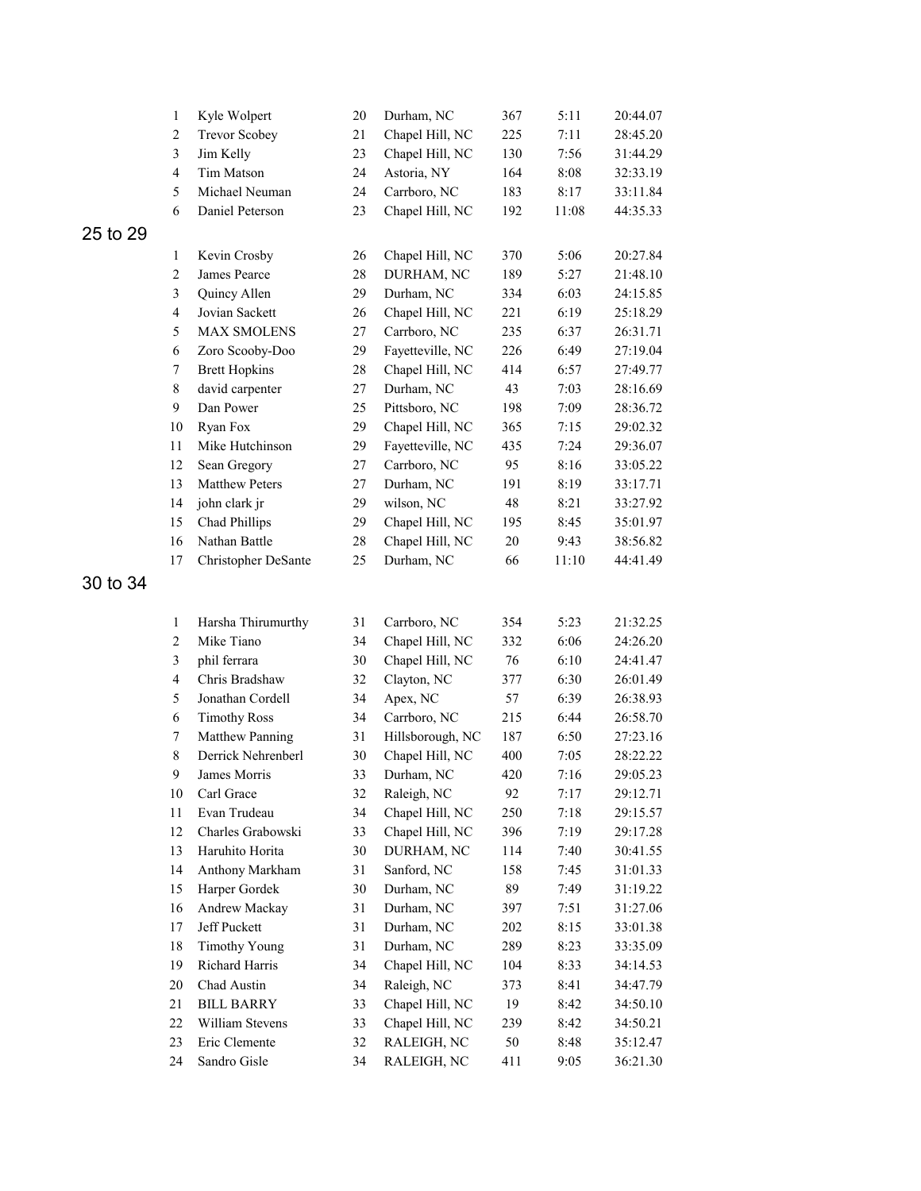| | | | | | | |
|---|---|---|---|---|---|---|
| 1 | Kyle Wolpert | 20 | Durham, NC | 367 | 5:11 | 20:44.07 |
| 2 | Trevor Scobey | 21 | Chapel Hill, NC | 225 | 7:11 | 28:45.20 |
| 3 | Jim Kelly | 23 | Chapel Hill, NC | 130 | 7:56 | 31:44.29 |
| 4 | Tim Matson | 24 | Astoria, NY | 164 | 8:08 | 32:33.19 |
| 5 | Michael Neuman | 24 | Carrboro, NC | 183 | 8:17 | 33:11.84 |
| 6 | Daniel Peterson | 23 | Chapel Hill, NC | 192 | 11:08 | 44:35.33 |

## 25 to 29

| | | | | | | |
|---|---|---|---|---|---|---|
| 1 | Kevin Crosby | 26 | Chapel Hill, NC | 370 | 5:06 | 20:27.84 |
| 2 | James Pearce | 28 | DURHAM, NC | 189 | 5:27 | 21:48.10 |
| 3 | Quincy Allen | 29 | Durham, NC | 334 | 6:03 | 24:15.85 |
| 4 | Jovian Sackett | 26 | Chapel Hill, NC | 221 | 6:19 | 25:18.29 |
| 5 | MAX SMOLENS | 27 | Carrboro, NC | 235 | 6:37 | 26:31.71 |
| 6 | Zoro Scooby-Doo | 29 | Fayetteville, NC | 226 | 6:49 | 27:19.04 |
| 7 | Brett Hopkins | 28 | Chapel Hill, NC | 414 | 6:57 | 27:49.77 |
| 8 | david carpenter | 27 | Durham, NC | 43 | 7:03 | 28:16.69 |
| 9 | Dan Power | 25 | Pittsboro, NC | 198 | 7:09 | 28:36.72 |
| 10 | Ryan Fox | 29 | Chapel Hill, NC | 365 | 7:15 | 29:02.32 |
| 11 | Mike Hutchinson | 29 | Fayetteville, NC | 435 | 7:24 | 29:36.07 |
| 12 | Sean Gregory | 27 | Carrboro, NC | 95 | 8:16 | 33:05.22 |
| 13 | Matthew Peters | 27 | Durham, NC | 191 | 8:19 | 33:17.71 |
| 14 | john clark jr | 29 | wilson, NC | 48 | 8:21 | 33:27.92 |
| 15 | Chad Phillips | 29 | Chapel Hill, NC | 195 | 8:45 | 35:01.97 |
| 16 | Nathan Battle | 28 | Chapel Hill, NC | 20 | 9:43 | 38:56.82 |
| 17 | Christopher DeSante | 25 | Durham, NC | 66 | 11:10 | 44:41.49 |

## 30 to 34

| | | | | | | |
|---|---|---|---|---|---|---|
| 1 | Harsha Thirumurthy | 31 | Carrboro, NC | 354 | 5:23 | 21:32.25 |
| 2 | Mike Tiano | 34 | Chapel Hill, NC | 332 | 6:06 | 24:26.20 |
| 3 | phil ferrara | 30 | Chapel Hill, NC | 76 | 6:10 | 24:41.47 |
| 4 | Chris Bradshaw | 32 | Clayton, NC | 377 | 6:30 | 26:01.49 |
| 5 | Jonathan Cordell | 34 | Apex, NC | 57 | 6:39 | 26:38.93 |
| 6 | Timothy Ross | 34 | Carrboro, NC | 215 | 6:44 | 26:58.70 |
| 7 | Matthew Panning | 31 | Hillsborough, NC | 187 | 6:50 | 27:23.16 |
| 8 | Derrick Nehrenberl | 30 | Chapel Hill, NC | 400 | 7:05 | 28:22.22 |
| 9 | James Morris | 33 | Durham, NC | 420 | 7:16 | 29:05.23 |
| 10 | Carl Grace | 32 | Raleigh, NC | 92 | 7:17 | 29:12.71 |
| 11 | Evan Trudeau | 34 | Chapel Hill, NC | 250 | 7:18 | 29:15.57 |
| 12 | Charles Grabowski | 33 | Chapel Hill, NC | 396 | 7:19 | 29:17.28 |
| 13 | Haruhito Horita | 30 | DURHAM, NC | 114 | 7:40 | 30:41.55 |
| 14 | Anthony Markham | 31 | Sanford, NC | 158 | 7:45 | 31:01.33 |
| 15 | Harper Gordek | 30 | Durham, NC | 89 | 7:49 | 31:19.22 |
| 16 | Andrew Mackay | 31 | Durham, NC | 397 | 7:51 | 31:27.06 |
| 17 | Jeff Puckett | 31 | Durham, NC | 202 | 8:15 | 33:01.38 |
| 18 | Timothy Young | 31 | Durham, NC | 289 | 8:23 | 33:35.09 |
| 19 | Richard Harris | 34 | Chapel Hill, NC | 104 | 8:33 | 34:14.53 |
| 20 | Chad Austin | 34 | Raleigh, NC | 373 | 8:41 | 34:47.79 |
| 21 | BILL BARRY | 33 | Chapel Hill, NC | 19 | 8:42 | 34:50.10 |
| 22 | William Stevens | 33 | Chapel Hill, NC | 239 | 8:42 | 34:50.21 |
| 23 | Eric Clemente | 32 | RALEIGH, NC | 50 | 8:48 | 35:12.47 |
| 24 | Sandro Gisle | 34 | RALEIGH, NC | 411 | 9:05 | 36:21.30 |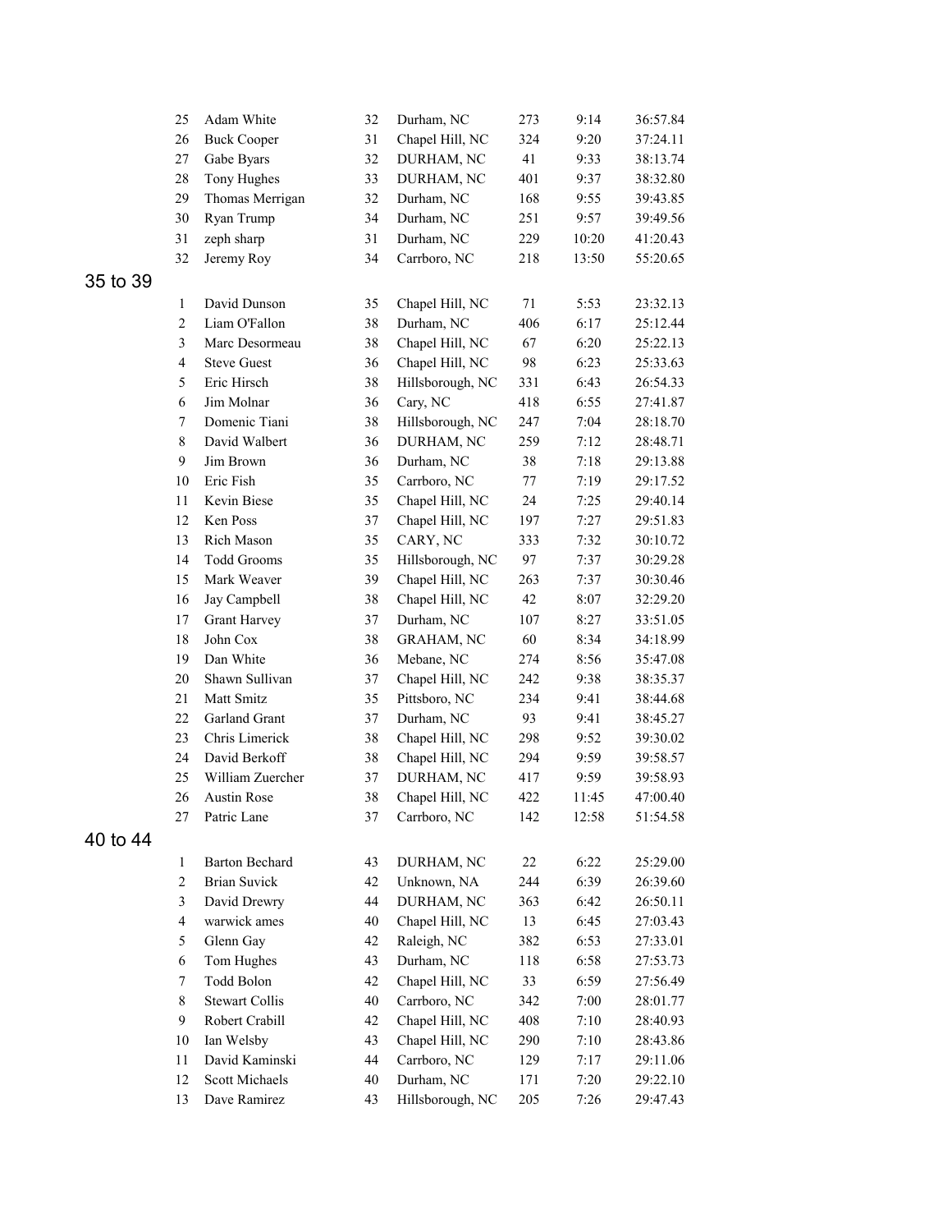| | | | | | | |
|---|---|---|---|---|---|---|
| 25 | Adam White | 32 | Durham, NC | 273 | 9:14 | 36:57.84 |
| 26 | Buck Cooper | 31 | Chapel Hill, NC | 324 | 9:20 | 37:24.11 |
| 27 | Gabe Byars | 32 | DURHAM, NC | 41 | 9:33 | 38:13.74 |
| 28 | Tony Hughes | 33 | DURHAM, NC | 401 | 9:37 | 38:32.80 |
| 29 | Thomas Merrigan | 32 | Durham, NC | 168 | 9:55 | 39:43.85 |
| 30 | Ryan Trump | 34 | Durham, NC | 251 | 9:57 | 39:49.56 |
| 31 | zeph sharp | 31 | Durham, NC | 229 | 10:20 | 41:20.43 |
| 32 | Jeremy Roy | 34 | Carrboro, NC | 218 | 13:50 | 55:20.65 |

## 35 to 39

| | | | | | | |
|---|---|---|---|---|---|---|
| 1 | David Dunson | 35 | Chapel Hill, NC | 71 | 5:53 | 23:32.13 |
| 2 | Liam O'Fallon | 38 | Durham, NC | 406 | 6:17 | 25:12.44 |
| 3 | Marc Desormeau | 38 | Chapel Hill, NC | 67 | 6:20 | 25:22.13 |
| 4 | Steve Guest | 36 | Chapel Hill, NC | 98 | 6:23 | 25:33.63 |
| 5 | Eric Hirsch | 38 | Hillsborough, NC | 331 | 6:43 | 26:54.33 |
| 6 | Jim Molnar | 36 | Cary, NC | 418 | 6:55 | 27:41.87 |
| 7 | Domenic Tiani | 38 | Hillsborough, NC | 247 | 7:04 | 28:18.70 |
| 8 | David Walbert | 36 | DURHAM, NC | 259 | 7:12 | 28:48.71 |
| 9 | Jim Brown | 36 | Durham, NC | 38 | 7:18 | 29:13.88 |
| 10 | Eric Fish | 35 | Carrboro, NC | 77 | 7:19 | 29:17.52 |
| 11 | Kevin Biese | 35 | Chapel Hill, NC | 24 | 7:25 | 29:40.14 |
| 12 | Ken Poss | 37 | Chapel Hill, NC | 197 | 7:27 | 29:51.83 |
| 13 | Rich Mason | 35 | CARY, NC | 333 | 7:32 | 30:10.72 |
| 14 | Todd Grooms | 35 | Hillsborough, NC | 97 | 7:37 | 30:29.28 |
| 15 | Mark Weaver | 39 | Chapel Hill, NC | 263 | 7:37 | 30:30.46 |
| 16 | Jay Campbell | 38 | Chapel Hill, NC | 42 | 8:07 | 32:29.20 |
| 17 | Grant Harvey | 37 | Durham, NC | 107 | 8:27 | 33:51.05 |
| 18 | John Cox | 38 | GRAHAM, NC | 60 | 8:34 | 34:18.99 |
| 19 | Dan White | 36 | Mebane, NC | 274 | 8:56 | 35:47.08 |
| 20 | Shawn Sullivan | 37 | Chapel Hill, NC | 242 | 9:38 | 38:35.37 |
| 21 | Matt Smitz | 35 | Pittsboro, NC | 234 | 9:41 | 38:44.68 |
| 22 | Garland Grant | 37 | Durham, NC | 93 | 9:41 | 38:45.27 |
| 23 | Chris Limerick | 38 | Chapel Hill, NC | 298 | 9:52 | 39:30.02 |
| 24 | David Berkoff | 38 | Chapel Hill, NC | 294 | 9:59 | 39:58.57 |
| 25 | William Zuercher | 37 | DURHAM, NC | 417 | 9:59 | 39:58.93 |
| 26 | Austin Rose | 38 | Chapel Hill, NC | 422 | 11:45 | 47:00.40 |
| 27 | Patric Lane | 37 | Carrboro, NC | 142 | 12:58 | 51:54.58 |

## 40 to 44

| | | | | | | |
|---|---|---|---|---|---|---|
| 1 | Barton Bechard | 43 | DURHAM, NC | 22 | 6:22 | 25:29.00 |
| 2 | Brian Suvick | 42 | Unknown, NA | 244 | 6:39 | 26:39.60 |
| 3 | David Drewry | 44 | DURHAM, NC | 363 | 6:42 | 26:50.11 |
| 4 | warwick ames | 40 | Chapel Hill, NC | 13 | 6:45 | 27:03.43 |
| 5 | Glenn Gay | 42 | Raleigh, NC | 382 | 6:53 | 27:33.01 |
| 6 | Tom Hughes | 43 | Durham, NC | 118 | 6:58 | 27:53.73 |
| 7 | Todd Bolon | 42 | Chapel Hill, NC | 33 | 6:59 | 27:56.49 |
| 8 | Stewart Collis | 40 | Carrboro, NC | 342 | 7:00 | 28:01.77 |
| 9 | Robert Crabill | 42 | Chapel Hill, NC | 408 | 7:10 | 28:40.93 |
| 10 | Ian Welsby | 43 | Chapel Hill, NC | 290 | 7:10 | 28:43.86 |
| 11 | David Kaminski | 44 | Carrboro, NC | 129 | 7:17 | 29:11.06 |
| 12 | Scott Michaels | 40 | Durham, NC | 171 | 7:20 | 29:22.10 |
| 13 | Dave Ramirez | 43 | Hillsborough, NC | 205 | 7:26 | 29:47.43 |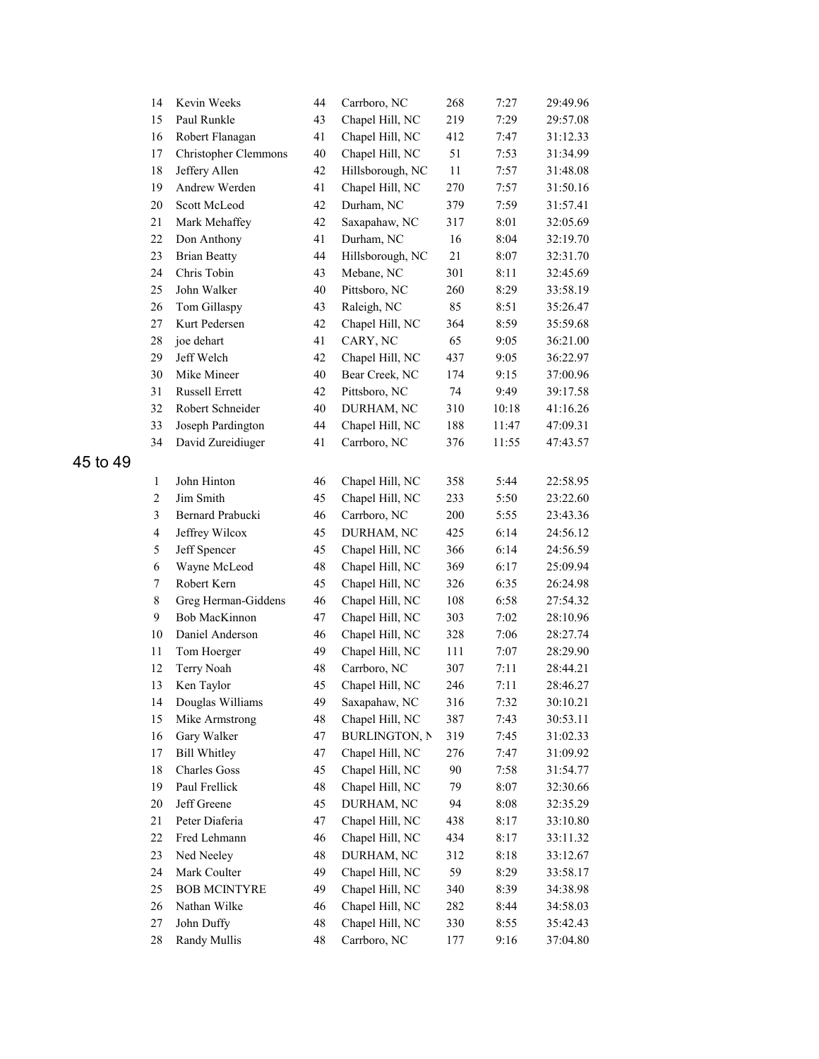| | | | | | | |
|---|---|---|---|---|---|---|
| 14 | Kevin Weeks | 44 | Carrboro, NC | 268 | 7:27 | 29:49.96 |
| 15 | Paul Runkle | 43 | Chapel Hill, NC | 219 | 7:29 | 29:57.08 |
| 16 | Robert Flanagan | 41 | Chapel Hill, NC | 412 | 7:47 | 31:12.33 |
| 17 | Christopher Clemmons | 40 | Chapel Hill, NC | 51 | 7:53 | 31:34.99 |
| 18 | Jeffery Allen | 42 | Hillsborough, NC | 11 | 7:57 | 31:48.08 |
| 19 | Andrew Werden | 41 | Chapel Hill, NC | 270 | 7:57 | 31:50.16 |
| 20 | Scott McLeod | 42 | Durham, NC | 379 | 7:59 | 31:57.41 |
| 21 | Mark Mehaffey | 42 | Saxapahaw, NC | 317 | 8:01 | 32:05.69 |
| 22 | Don Anthony | 41 | Durham, NC | 16 | 8:04 | 32:19.70 |
| 23 | Brian Beatty | 44 | Hillsborough, NC | 21 | 8:07 | 32:31.70 |
| 24 | Chris Tobin | 43 | Mebane, NC | 301 | 8:11 | 32:45.69 |
| 25 | John Walker | 40 | Pittsboro, NC | 260 | 8:29 | 33:58.19 |
| 26 | Tom Gillaspy | 43 | Raleigh, NC | 85 | 8:51 | 35:26.47 |
| 27 | Kurt Pedersen | 42 | Chapel Hill, NC | 364 | 8:59 | 35:59.68 |
| 28 | joe dehart | 41 | CARY, NC | 65 | 9:05 | 36:21.00 |
| 29 | Jeff Welch | 42 | Chapel Hill, NC | 437 | 9:05 | 36:22.97 |
| 30 | Mike Mineer | 40 | Bear Creek, NC | 174 | 9:15 | 37:00.96 |
| 31 | Russell Errett | 42 | Pittsboro, NC | 74 | 9:49 | 39:17.58 |
| 32 | Robert Schneider | 40 | DURHAM, NC | 310 | 10:18 | 41:16.26 |
| 33 | Joseph Pardington | 44 | Chapel Hill, NC | 188 | 11:47 | 47:09.31 |
| 34 | David Zureidiuger | 41 | Carrboro, NC | 376 | 11:55 | 47:43.57 |

## 45 to 49

| | | | | | | |
|---|---|---|---|---|---|---|
| 1 | John Hinton | 46 | Chapel Hill, NC | 358 | 5:44 | 22:58.95 |
| 2 | Jim Smith | 45 | Chapel Hill, NC | 233 | 5:50 | 23:22.60 |
| 3 | Bernard Prabucki | 46 | Carrboro, NC | 200 | 5:55 | 23:43.36 |
| 4 | Jeffrey Wilcox | 45 | DURHAM, NC | 425 | 6:14 | 24:56.12 |
| 5 | Jeff Spencer | 45 | Chapel Hill, NC | 366 | 6:14 | 24:56.59 |
| 6 | Wayne McLeod | 48 | Chapel Hill, NC | 369 | 6:17 | 25:09.94 |
| 7 | Robert Kern | 45 | Chapel Hill, NC | 326 | 6:35 | 26:24.98 |
| 8 | Greg Herman-Giddens | 46 | Chapel Hill, NC | 108 | 6:58 | 27:54.32 |
| 9 | Bob MacKinnon | 47 | Chapel Hill, NC | 303 | 7:02 | 28:10.96 |
| 10 | Daniel Anderson | 46 | Chapel Hill, NC | 328 | 7:06 | 28:27.74 |
| 11 | Tom Hoerger | 49 | Chapel Hill, NC | 111 | 7:07 | 28:29.90 |
| 12 | Terry Noah | 48 | Carrboro, NC | 307 | 7:11 | 28:44.21 |
| 13 | Ken Taylor | 45 | Chapel Hill, NC | 246 | 7:11 | 28:46.27 |
| 14 | Douglas Williams | 49 | Saxapahaw, NC | 316 | 7:32 | 30:10.21 |
| 15 | Mike Armstrong | 48 | Chapel Hill, NC | 387 | 7:43 | 30:53.11 |
| 16 | Gary Walker | 47 | BURLINGTON, N | 319 | 7:45 | 31:02.33 |
| 17 | Bill Whitley | 47 | Chapel Hill, NC | 276 | 7:47 | 31:09.92 |
| 18 | Charles Goss | 45 | Chapel Hill, NC | 90 | 7:58 | 31:54.77 |
| 19 | Paul Frellick | 48 | Chapel Hill, NC | 79 | 8:07 | 32:30.66 |
| 20 | Jeff Greene | 45 | DURHAM, NC | 94 | 8:08 | 32:35.29 |
| 21 | Peter Diaferia | 47 | Chapel Hill, NC | 438 | 8:17 | 33:10.80 |
| 22 | Fred Lehmann | 46 | Chapel Hill, NC | 434 | 8:17 | 33:11.32 |
| 23 | Ned Neeley | 48 | DURHAM, NC | 312 | 8:18 | 33:12.67 |
| 24 | Mark Coulter | 49 | Chapel Hill, NC | 59 | 8:29 | 33:58.17 |
| 25 | BOB MCINTYRE | 49 | Chapel Hill, NC | 340 | 8:39 | 34:38.98 |
| 26 | Nathan Wilke | 46 | Chapel Hill, NC | 282 | 8:44 | 34:58.03 |
| 27 | John Duffy | 48 | Chapel Hill, NC | 330 | 8:55 | 35:42.43 |
| 28 | Randy Mullis | 48 | Carrboro, NC | 177 | 9:16 | 37:04.80 |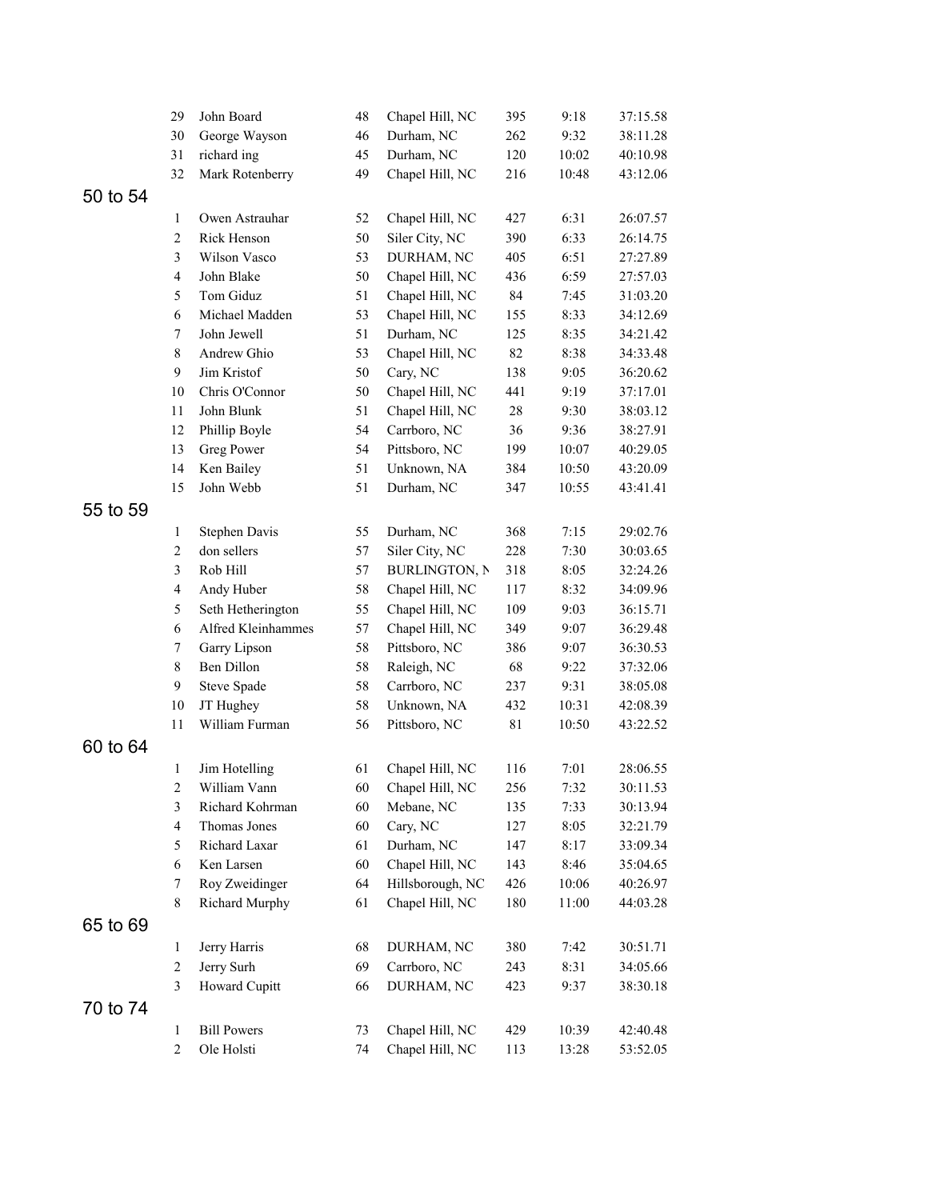| | | | | | | |
|---|---|---|---|---|---|---|
| 29 | John Board | 48 | Chapel Hill, NC | 395 | 9:18 | 37:15.58 |
| 30 | George Wayson | 46 | Durham, NC | 262 | 9:32 | 38:11.28 |
| 31 | richard ing | 45 | Durham, NC | 120 | 10:02 | 40:10.98 |
| 32 | Mark Rotenberry | 49 | Chapel Hill, NC | 216 | 10:48 | 43:12.06 |

## 50 to 54

| | | | | | | |
|---|---|---|---|---|---|---|
| 1 | Owen Astrauhar | 52 | Chapel Hill, NC | 427 | 6:31 | 26:07.57 |
| 2 | Rick Henson | 50 | Siler City, NC | 390 | 6:33 | 26:14.75 |
| 3 | Wilson Vasco | 53 | DURHAM, NC | 405 | 6:51 | 27:27.89 |
| 4 | John Blake | 50 | Chapel Hill, NC | 436 | 6:59 | 27:57.03 |
| 5 | Tom Giduz | 51 | Chapel Hill, NC | 84 | 7:45 | 31:03.20 |
| 6 | Michael Madden | 53 | Chapel Hill, NC | 155 | 8:33 | 34:12.69 |
| 7 | John Jewell | 51 | Durham, NC | 125 | 8:35 | 34:21.42 |
| 8 | Andrew Ghio | 53 | Chapel Hill, NC | 82 | 8:38 | 34:33.48 |
| 9 | Jim Kristof | 50 | Cary, NC | 138 | 9:05 | 36:20.62 |
| 10 | Chris O'Connor | 50 | Chapel Hill, NC | 441 | 9:19 | 37:17.01 |
| 11 | John Blunk | 51 | Chapel Hill, NC | 28 | 9:30 | 38:03.12 |
| 12 | Phillip Boyle | 54 | Carrboro, NC | 36 | 9:36 | 38:27.91 |
| 13 | Greg Power | 54 | Pittsboro, NC | 199 | 10:07 | 40:29.05 |
| 14 | Ken Bailey | 51 | Unknown, NA | 384 | 10:50 | 43:20.09 |
| 15 | John Webb | 51 | Durham, NC | 347 | 10:55 | 43:41.41 |

## 55 to 59

| | | | | | | |
|---|---|---|---|---|---|---|
| 1 | Stephen Davis | 55 | Durham, NC | 368 | 7:15 | 29:02.76 |
| 2 | don sellers | 57 | Siler City, NC | 228 | 7:30 | 30:03.65 |
| 3 | Rob Hill | 57 | BURLINGTON, N | 318 | 8:05 | 32:24.26 |
| 4 | Andy Huber | 58 | Chapel Hill, NC | 117 | 8:32 | 34:09.96 |
| 5 | Seth Hetherington | 55 | Chapel Hill, NC | 109 | 9:03 | 36:15.71 |
| 6 | Alfred Kleinhammes | 57 | Chapel Hill, NC | 349 | 9:07 | 36:29.48 |
| 7 | Garry Lipson | 58 | Pittsboro, NC | 386 | 9:07 | 36:30.53 |
| 8 | Ben Dillon | 58 | Raleigh, NC | 68 | 9:22 | 37:32.06 |
| 9 | Steve Spade | 58 | Carrboro, NC | 237 | 9:31 | 38:05.08 |
| 10 | JT Hughey | 58 | Unknown, NA | 432 | 10:31 | 42:08.39 |
| 11 | William Furman | 56 | Pittsboro, NC | 81 | 10:50 | 43:22.52 |

## 60 to 64

| | | | | | | |
|---|---|---|---|---|---|---|
| 1 | Jim Hotelling | 61 | Chapel Hill, NC | 116 | 7:01 | 28:06.55 |
| 2 | William Vann | 60 | Chapel Hill, NC | 256 | 7:32 | 30:11.53 |
| 3 | Richard Kohrman | 60 | Mebane, NC | 135 | 7:33 | 30:13.94 |
| 4 | Thomas Jones | 60 | Cary, NC | 127 | 8:05 | 32:21.79 |
| 5 | Richard Laxar | 61 | Durham, NC | 147 | 8:17 | 33:09.34 |
| 6 | Ken Larsen | 60 | Chapel Hill, NC | 143 | 8:46 | 35:04.65 |
| 7 | Roy Zweidinger | 64 | Hillsborough, NC | 426 | 10:06 | 40:26.97 |
| 8 | Richard Murphy | 61 | Chapel Hill, NC | 180 | 11:00 | 44:03.28 |

## 65 to 69

| | | | | | | |
|---|---|---|---|---|---|---|
| 1 | Jerry Harris | 68 | DURHAM, NC | 380 | 7:42 | 30:51.71 |
| 2 | Jerry Surh | 69 | Carrboro, NC | 243 | 8:31 | 34:05.66 |
| 3 | Howard Cupitt | 66 | DURHAM, NC | 423 | 9:37 | 38:30.18 |

## 70 to 74

| | | | | | | |
|---|---|---|---|---|---|---|
| 1 | Bill Powers | 73 | Chapel Hill, NC | 429 | 10:39 | 42:40.48 |
| 2 | Ole Holsti | 74 | Chapel Hill, NC | 113 | 13:28 | 53:52.05 |